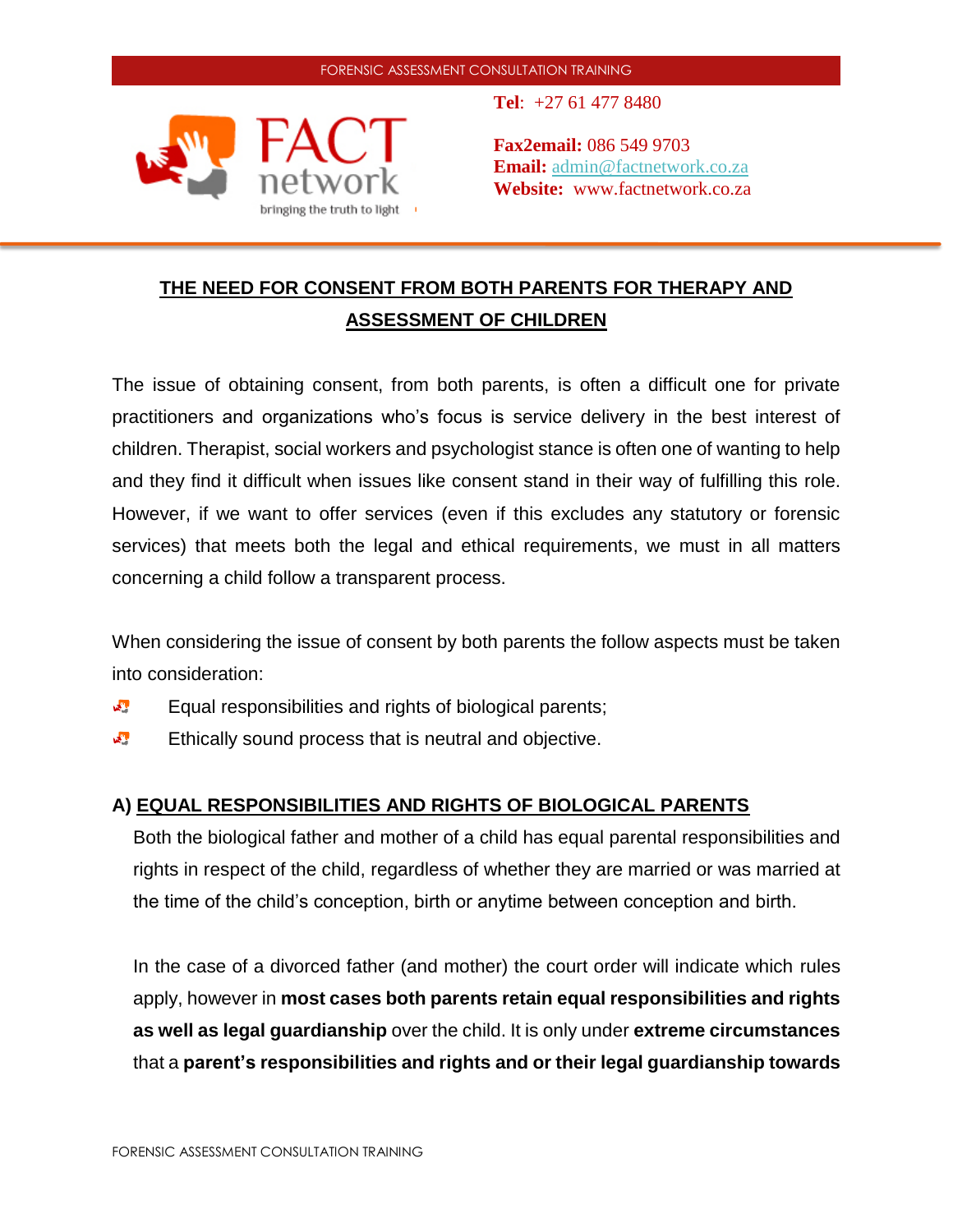FORENSIC ASSESSMENT CONSULTATION TRAINING

**FACT network**
bringing the truth to light

**Tel**: +27 61 477 8480

**Fax2email:** 086 549 9703
**Email:** admin@factnetwork.co.za
**Website:** www.factnetwork.co.za

## THE NEED FOR CONSENT FROM BOTH PARENTS FOR THERAPY AND ASSESSMENT OF CHILDREN

The issue of obtaining consent, from both parents, is often a difficult one for private practitioners and organizations who's focus is service delivery in the best interest of children. Therapist, social workers and psychologist stance is often one of wanting to help and they find it difficult when issues like consent stand in their way of fulfilling this role. However, if we want to offer services (even if this excludes any statutory or forensic services) that meets both the legal and ethical requirements, we must in all matters concerning a child follow a transparent process.

When considering the issue of consent by both parents the follow aspects must be taken into consideration:

- Equal responsibilities and rights of biological parents;
- Ethically sound process that is neutral and objective.

### A) EQUAL RESPONSIBILITIES AND RIGHTS OF BIOLOGICAL PARENTS

Both the biological father and mother of a child has equal parental responsibilities and rights in respect of the child, regardless of whether they are married or was married at the time of the child's conception, birth or anytime between conception and birth.

In the case of a divorced father (and mother) the court order will indicate which rules apply, however in **most cases both parents retain equal responsibilities and rights as well as legal guardianship** over the child. It is only under **extreme circumstances** that a **parent's responsibilities and rights and or their legal guardianship towards**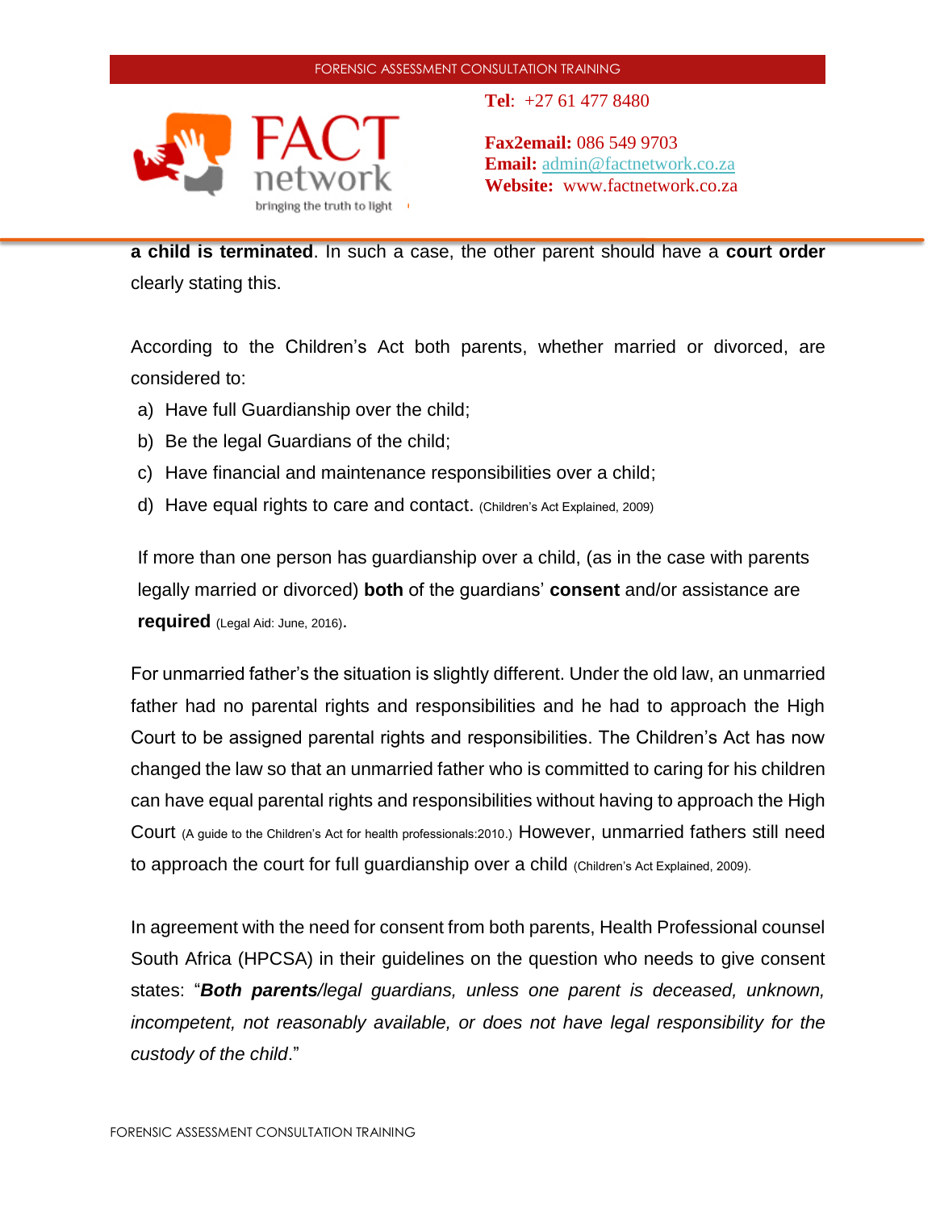**a child is terminated**. In such a case, the other parent should have a **court order** clearly stating this.

According to the Children's Act both parents, whether married or divorced, are considered to:

a) Have full Guardianship over the child;
b) Be the legal Guardians of the child;
c) Have financial and maintenance responsibilities over a child;
d) Have equal rights to care and contact. (Children's Act Explained, 2009)

If more than one person has guardianship over a child, (as in the case with parents legally married or divorced) **both** of the guardians' **consent** and/or assistance are **required** (Legal Aid: June, 2016).

For unmarried father's the situation is slightly different. Under the old law, an unmarried father had no parental rights and responsibilities and he had to approach the High Court to be assigned parental rights and responsibilities. The Children's Act has now changed the law so that an unmarried father who is committed to caring for his children can have equal parental rights and responsibilities without having to approach the High Court (A guide to the Children's Act for health professionals:2010.) However, unmarried fathers still need to approach the court for full guardianship over a child (Children's Act Explained, 2009).

In agreement with the need for consent from both parents, Health Professional counsel South Africa (HPCSA) in their guidelines on the question who needs to give consent states: "***Both parents****/legal guardians, unless one parent is deceased, unknown, incompetent, not reasonably available, or does not have legal responsibility for the custody of the child*."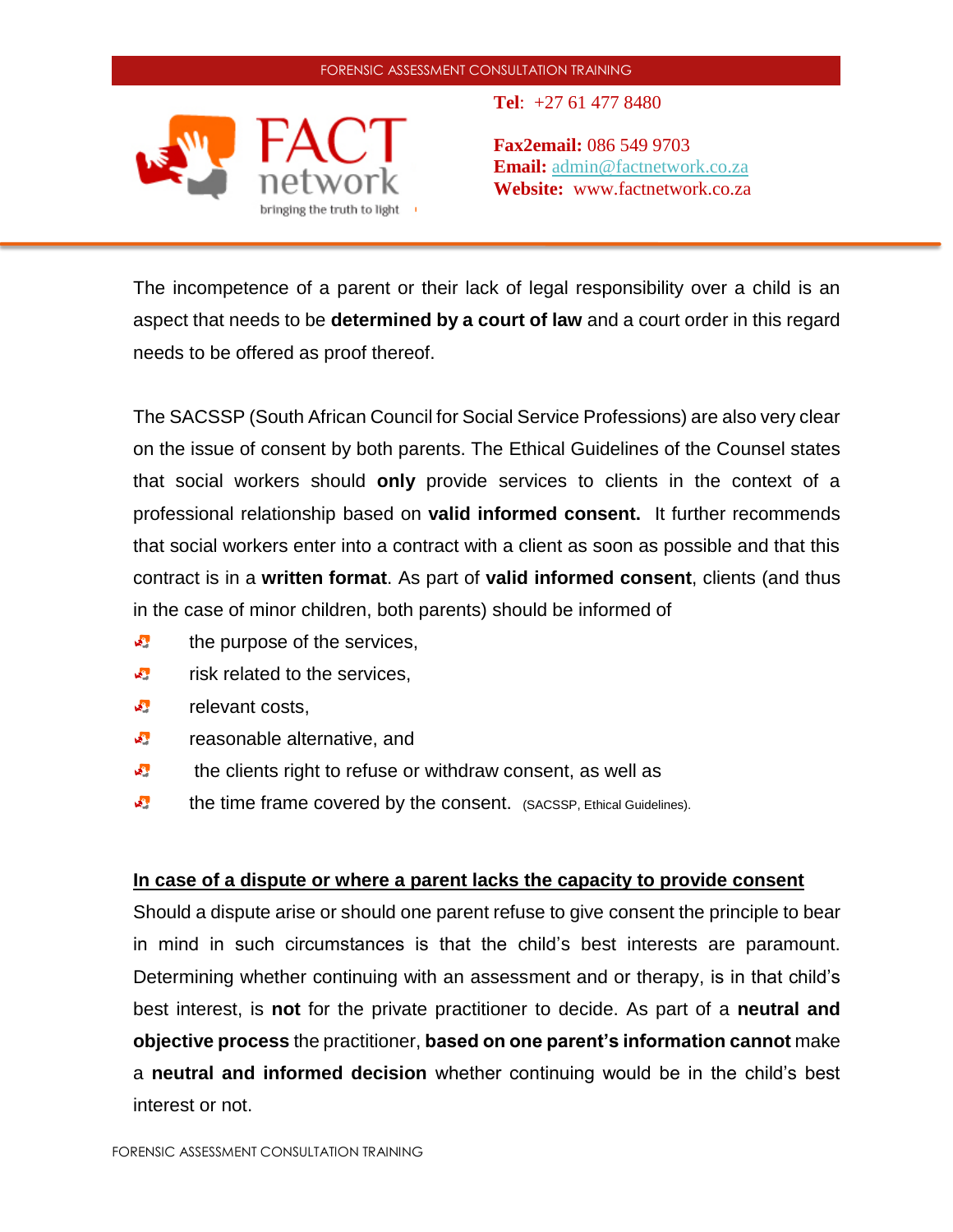The incompetence of a parent or their lack of legal responsibility over a child is an aspect that needs to be **determined by a court of law** and a court order in this regard needs to be offered as proof thereof.

The SACSSP (South African Council for Social Service Professions) are also very clear on the issue of consent by both parents. The Ethical Guidelines of the Counsel states that social workers should **only** provide services to clients in the context of a professional relationship based on **valid informed consent.** It further recommends that social workers enter into a contract with a client as soon as possible and that this contract is in a **written format**. As part of **valid informed consent**, clients (and thus in the case of minor children, both parents) should be informed of

- the purpose of the services,
- risk related to the services,
- relevant costs,
- reasonable alternative, and
- the clients right to refuse or withdraw consent, as well as
- the time frame covered by the consent. (SACSSP, Ethical Guidelines).

**<u>In case of a dispute or where a parent lacks the capacity to provide consent</u>**

Should a dispute arise or should one parent refuse to give consent the principle to bear in mind in such circumstances is that the child's best interests are paramount. Determining whether continuing with an assessment and or therapy, is in that child's best interest, is **not** for the private practitioner to decide. As part of a **neutral and objective process** the practitioner, **based on one parent's information cannot** make a **neutral and informed decision** whether continuing would be in the child's best interest or not.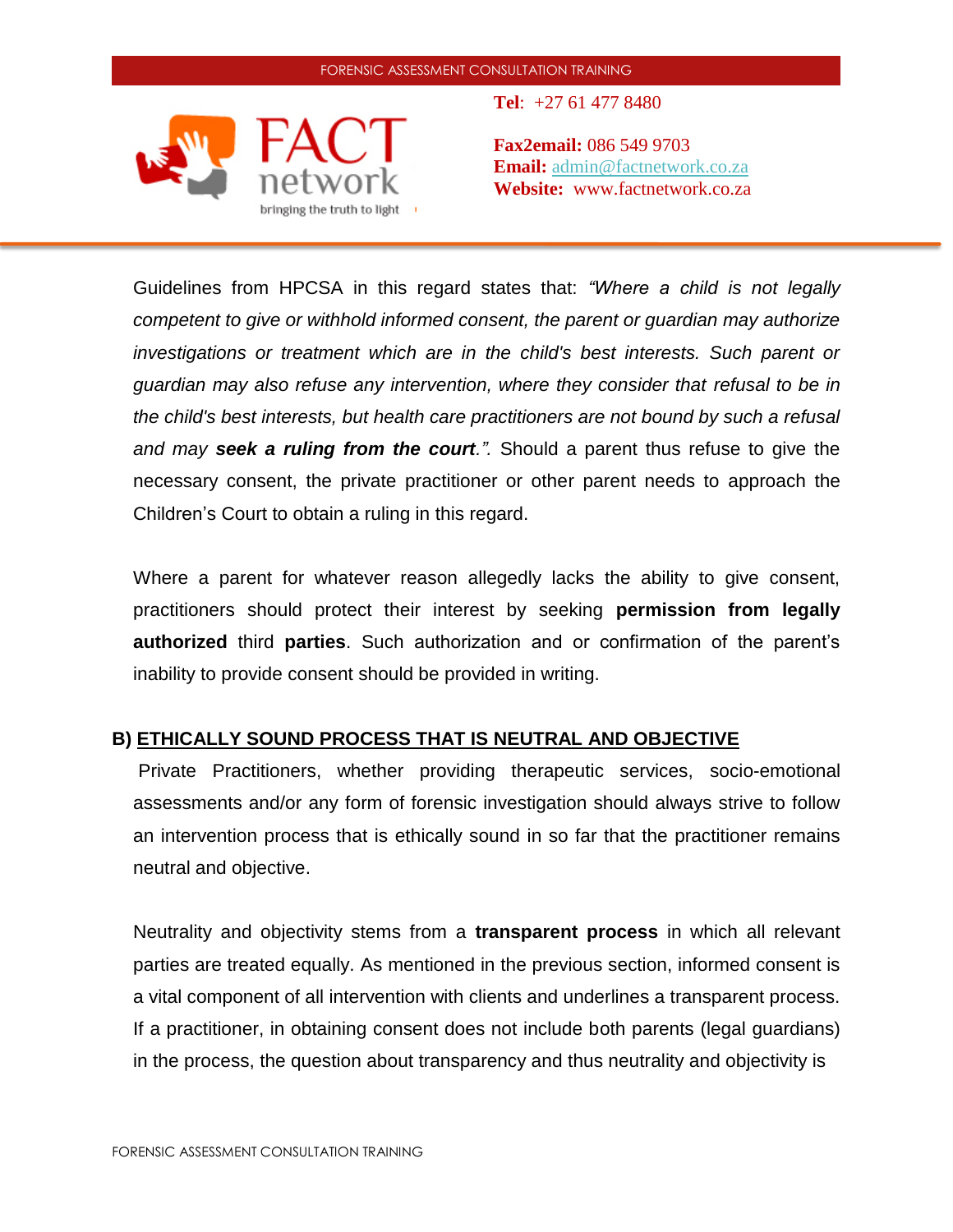Guidelines from HPCSA in this regard states that: *"Where a child is not legally competent to give or withhold informed consent, the parent or guardian may authorize investigations or treatment which are in the child's best interests. Such parent or guardian may also refuse any intervention, where they consider that refusal to be in the child's best interests, but health care practitioners are not bound by such a refusal and may* ***seek a ruling from the court****.".* Should a parent thus refuse to give the necessary consent, the private practitioner or other parent needs to approach the Children's Court to obtain a ruling in this regard.

Where a parent for whatever reason allegedly lacks the ability to give consent, practitioners should protect their interest by seeking **permission from legally authorized** third **parties**. Such authorization and or confirmation of the parent's inability to provide consent should be provided in writing.

## B) ETHICALLY SOUND PROCESS THAT IS NEUTRAL AND OBJECTIVE

Private Practitioners, whether providing therapeutic services, socio-emotional assessments and/or any form of forensic investigation should always strive to follow an intervention process that is ethically sound in so far that the practitioner remains neutral and objective.

Neutrality and objectivity stems from a **transparent process** in which all relevant parties are treated equally. As mentioned in the previous section, informed consent is a vital component of all intervention with clients and underlines a transparent process. If a practitioner, in obtaining consent does not include both parents (legal guardians) in the process, the question about transparency and thus neutrality and objectivity is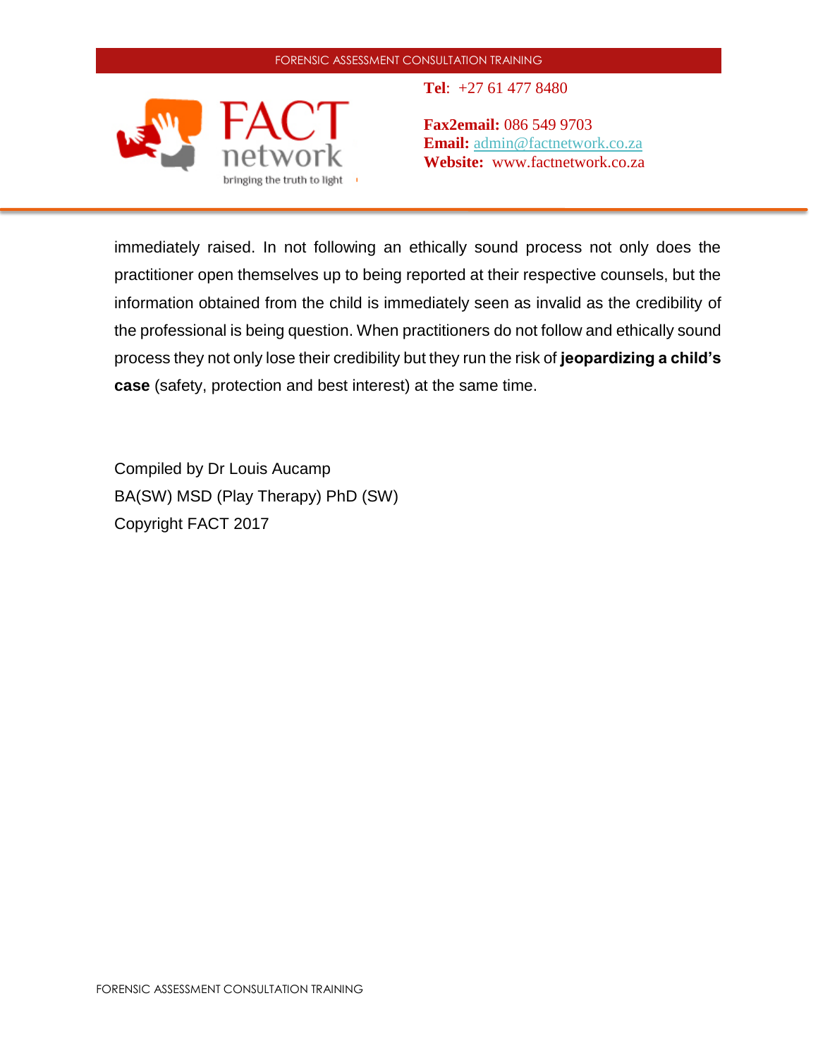immediately raised. In not following an ethically sound process not only does the practitioner open themselves up to being reported at their respective counsels, but the information obtained from the child is immediately seen as invalid as the credibility of the professional is being question. When practitioners do not follow and ethically sound process they not only lose their credibility but they run the risk of **jeopardizing a child's case** (safety, protection and best interest) at the same time.

Compiled by Dr Louis Aucamp
BA(SW) MSD (Play Therapy) PhD (SW)
Copyright FACT 2017